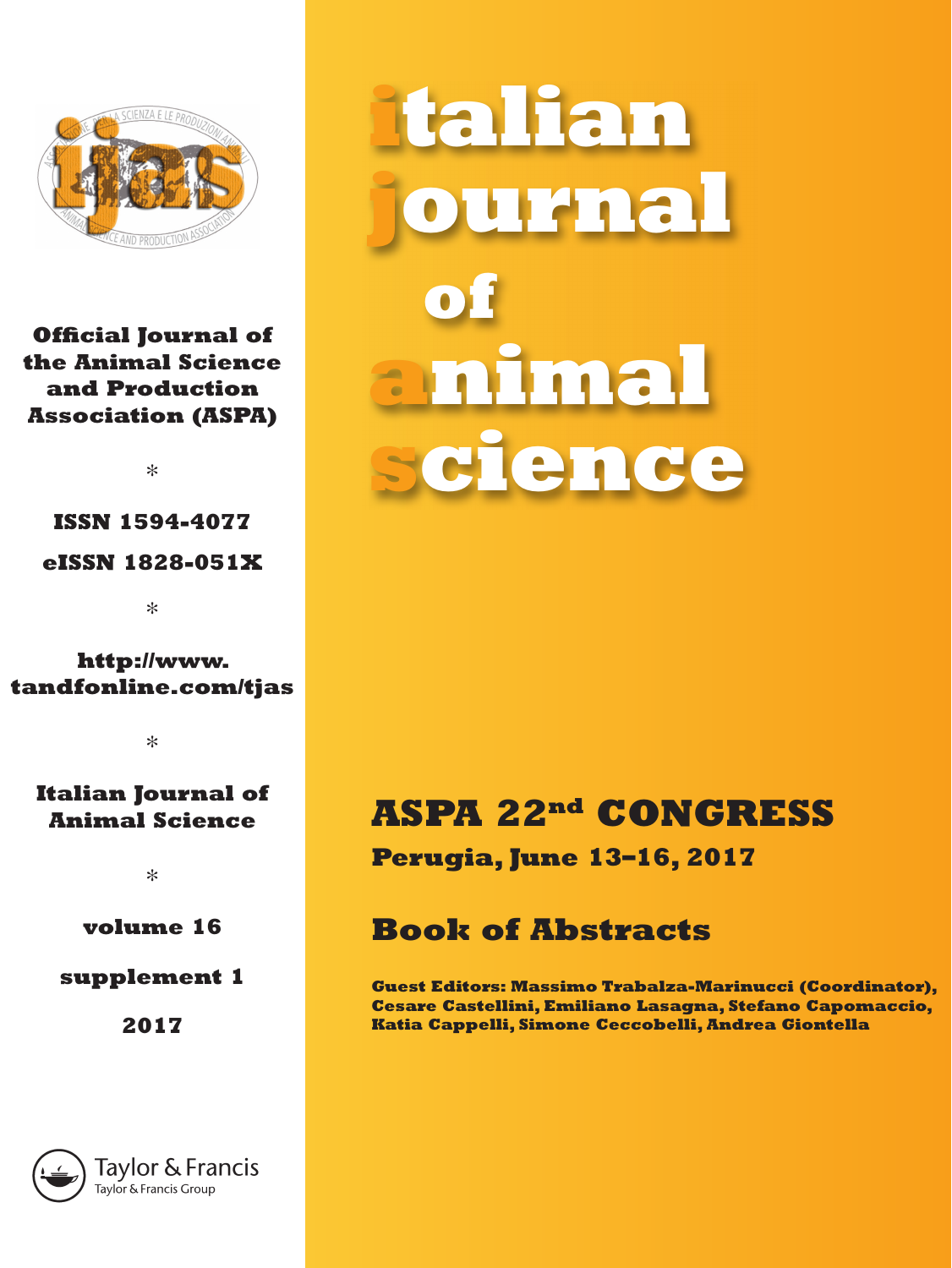# italian journal of animal science

**Official Journal of the Animal Science and Production Association (ASPA)**

*

**ISSN 1594-4077**

**eISSN 1828-051X**

*

**http://www.tandfonline.com/tjas**

*

**Italian Journal of Animal Science**

*

**volume 16**

**supplement 1**

**2017**

## ASPA 22nd CONGRESS

**Perugia, June 13–16, 2017**

## Book of Abstracts

**Guest Editors: Massimo Trabalza-Marinucci (Coordinator), Cesare Castellini, Emiliano Lasagna, Stefano Capomaccio, Katia Cappelli, Simone Ceccobelli, Andrea Giontella**

Taylor & Francis
Taylor & Francis Group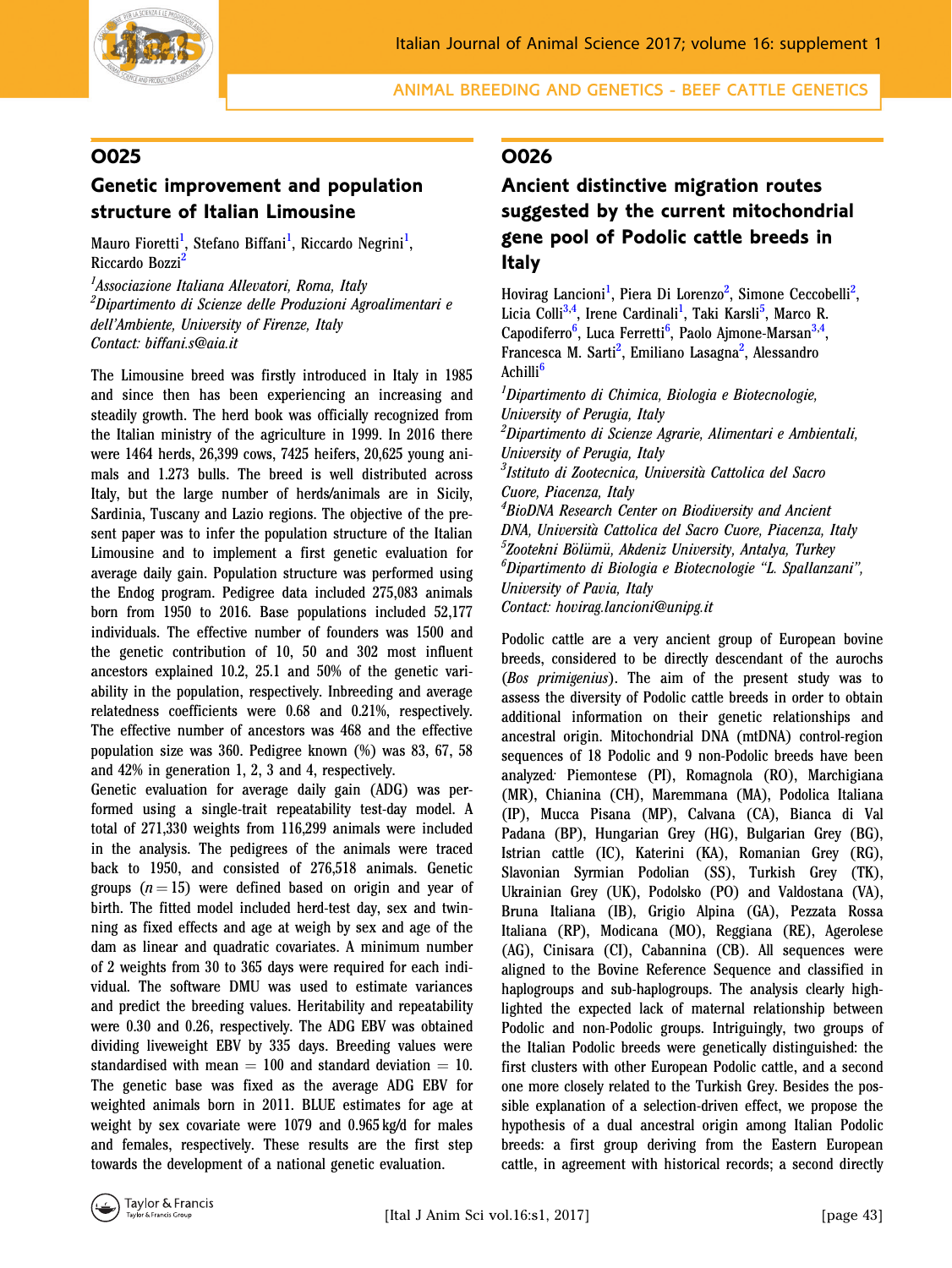ANIMAL BREEDING AND GENETICS - BEEF CATTLE GENETICS

## O025

### Genetic improvement and population structure of Italian Limousine

Mauro Fioretti[1], Stefano Biffani[1], Riccardo Negrini[1], Riccardo Bozzi[2]

[1]*Associazione Italiana Allevatori, Roma, Italy*
[2]*Dipartimento di Scienze delle Produzioni Agroalimentari e dell'Ambiente, University of Firenze, Italy*
*Contact: biffani.s@aia.it*

The Limousine breed was firstly introduced in Italy in 1985 and since then has been experiencing an increasing and steadily growth. The herd book was officially recognized from the Italian ministry of the agriculture in 1999. In 2016 there were 1464 herds, 26,399 cows, 7425 heifers, 20,625 young animals and 1.273 bulls. The breed is well distributed across Italy, but the large number of herds/animals are in Sicily, Sardinia, Tuscany and Lazio regions. The objective of the present paper was to infer the population structure of the Italian Limousine and to implement a first genetic evaluation for average daily gain. Population structure was performed using the Endog program. Pedigree data included 275,083 animals born from 1950 to 2016. Base populations included 52,177 individuals. The effective number of founders was 1500 and the genetic contribution of 10, 50 and 302 most influent ancestors explained 10.2, 25.1 and 50% of the genetic variability in the population, respectively. Inbreeding and average relatedness coefficients were 0.68 and 0.21%, respectively. The effective number of ancestors was 468 and the effective population size was 360. Pedigree known (%) was 83, 67, 58 and 42% in generation 1, 2, 3 and 4, respectively.

Genetic evaluation for average daily gain (ADG) was performed using a single-trait repeatability test-day model. A total of 271,330 weights from 116,299 animals were included in the analysis. The pedigrees of the animals were traced back to 1950, and consisted of 276,518 animals. Genetic groups ($n = 15$) were defined based on origin and year of birth. The fitted model included herd-test day, sex and twinning as fixed effects and age at weigh by sex and age of the dam as linear and quadratic covariates. A minimum number of 2 weights from 30 to 365 days were required for each individual. The software DMU was used to estimate variances and predict the breeding values. Heritability and repeatability were 0.30 and 0.26, respectively. The ADG EBV was obtained dividing liveweight EBV by 335 days. Breeding values were standardised with mean = 100 and standard deviation = 10. The genetic base was fixed as the average ADG EBV for weighted animals born in 2011. BLUE estimates for age at weight by sex covariate were 1079 and 0.965 kg/d for males and females, respectively. These results are the first step towards the development of a national genetic evaluation.

## O026

### Ancient distinctive migration routes suggested by the current mitochondrial gene pool of Podolic cattle breeds in Italy

Hovirag Lancioni[1], Piera Di Lorenzo[2], Simone Ceccobelli[2], Licia Colli[3,4], Irene Cardinali[1], Taki Karsli[5], Marco R. Capodiferro[6], Luca Ferretti[6], Paolo Ajmone-Marsan[3,4], Francesca M. Sarti[2], Emiliano Lasagna[2], Alessandro Achilli[6]

[1]*Dipartimento di Chimica, Biologia e Biotecnologie, University of Perugia, Italy*
[2]*Dipartimento di Scienze Agrarie, Alimentari e Ambientali, University of Perugia, Italy*
[3]*Istituto di Zootecnica, Università Cattolica del Sacro Cuore, Piacenza, Italy*
[4]*BioDNA Research Center on Biodiversity and Ancient DNA, Università Cattolica del Sacro Cuore, Piacenza, Italy*
[5]*Zootekni Bölümü, Akdeniz University, Antalya, Turkey*
[6]*Dipartimento di Biologia e Biotecnologie "L. Spallanzani", University of Pavia, Italy*
*Contact: hovirag.lancioni@unipg.it*

Podolic cattle are a very ancient group of European bovine breeds, considered to be directly descendant of the aurochs (*Bos primigenius*). The aim of the present study was to assess the diversity of Podolic cattle breeds in order to obtain additional information on their genetic relationships and ancestral origin. Mitochondrial DNA (mtDNA) control-region sequences of 18 Podolic and 9 non-Podolic breeds have been analyzed: Piemontese (PI), Romagnola (RO), Marchigiana (MR), Chianina (CH), Maremmana (MA), Podolica Italiana (IP), Mucca Pisana (MP), Calvana (CA), Bianca di Val Padana (BP), Hungarian Grey (HG), Bulgarian Grey (BG), Istrian cattle (IC), Katerini (KA), Romanian Grey (RG), Slavonian Syrmian Podolian (SS), Turkish Grey (TK), Ukrainian Grey (UK), Podolsko (PO) and Valdostana (VA), Bruna Italiana (IB), Grigio Alpina (GA), Pezzata Rossa Italiana (RP), Modicana (MO), Reggiana (RE), Agerolese (AG), Cinisara (CI), Cabannina (CB). All sequences were aligned to the Bovine Reference Sequence and classified in haplogroups and sub-haplogroups. The analysis clearly highlighted the expected lack of maternal relationship between Podolic and non-Podolic groups. Intriguingly, two groups of the Italian Podolic breeds were genetically distinguished: the first clusters with other European Podolic cattle, and a second one more closely related to the Turkish Grey. Besides the possible explanation of a selection-driven effect, we propose the hypothesis of a dual ancestral origin among Italian Podolic breeds: a first group deriving from the Eastern European cattle, in agreement with historical records; a second directly